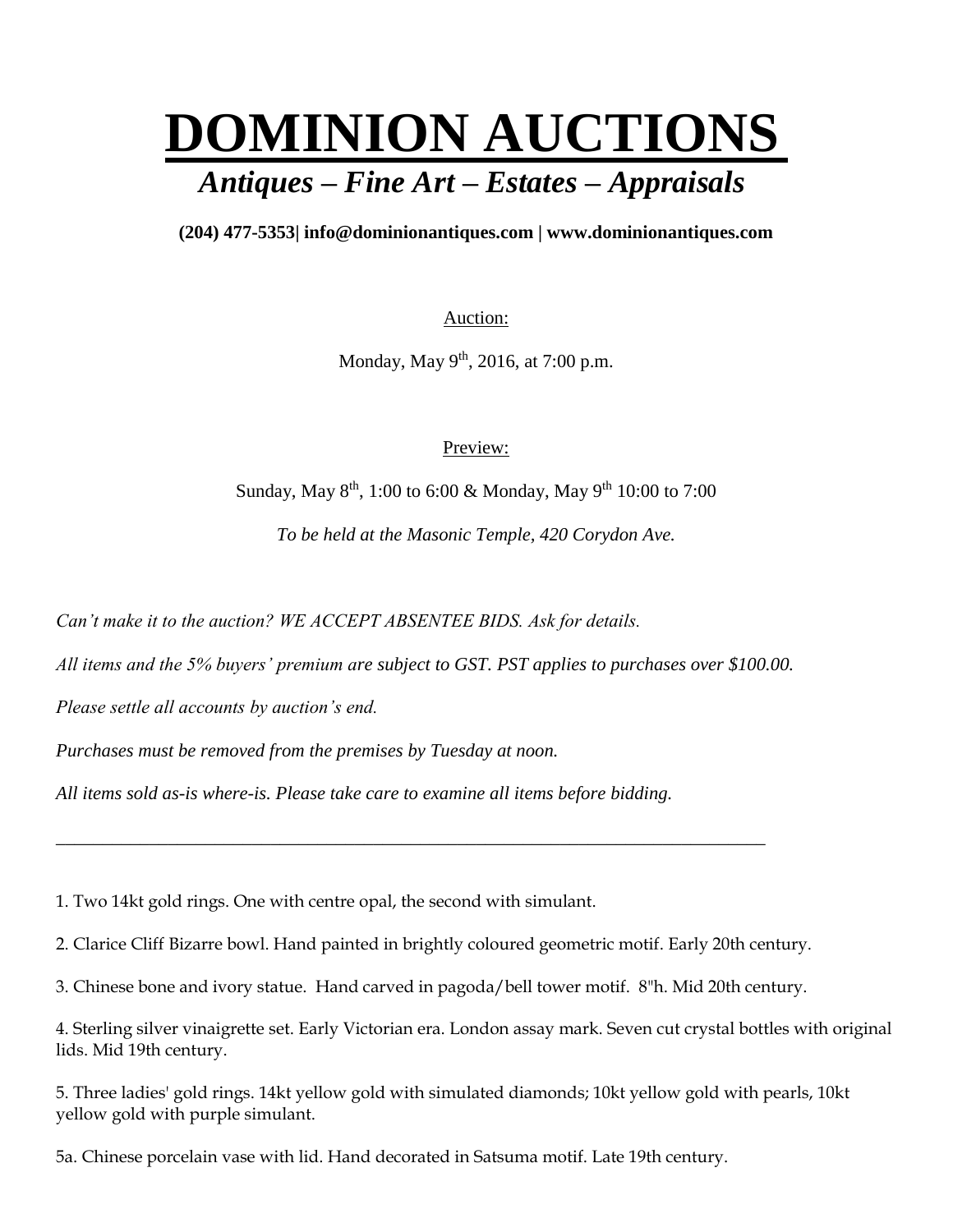# **DOMINION AUCTIONS**

## *Antiques – Fine Art – Estates – Appraisals*

**(204) 477-5353| info@dominionantiques.com | www.dominionantiques.com**

Auction:

Monday, May 9th, 2016, at 7:00 p.m.

Preview:

Sunday, May 8th, 1:00 to 6:00 & Monday, May 9th 10:00 to 7:00

*To be held at the Masonic Temple, 420 Corydon Ave.*

*Can't make it to the auction? WE ACCEPT ABSENTEE BIDS. Ask for details.*

*All items and the 5% buyers' premium are subject to GST. PST applies to purchases over $100.00.*

*Please settle all accounts by auction's end.*

*Purchases must be removed from the premises by Tuesday at noon.*

*All items sold as-is where-is. Please take care to examine all items before bidding.*

---

1. Two 14kt gold rings. One with centre opal, the second with simulant.

2. Clarice Cliff Bizarre bowl. Hand painted in brightly coloured geometric motif. Early 20th century.

3. Chinese bone and ivory statue. Hand carved in pagoda/bell tower motif. 8"h. Mid 20th century.

4. Sterling silver vinaigrette set. Early Victorian era. London assay mark. Seven cut crystal bottles with original lids. Mid 19th century.

5. Three ladies' gold rings. 14kt yellow gold with simulated diamonds; 10kt yellow gold with pearls, 10kt yellow gold with purple simulant.

5a. Chinese porcelain vase with lid. Hand decorated in Satsuma motif. Late 19th century.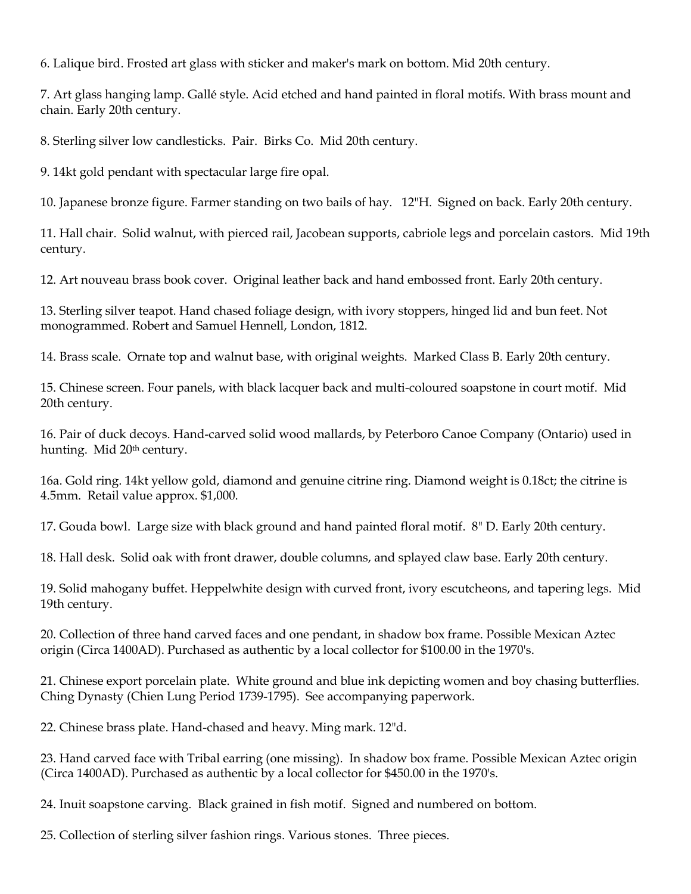6. Lalique bird. Frosted art glass with sticker and maker's mark on bottom. Mid 20th century.

7. Art glass hanging lamp. Gallé style. Acid etched and hand painted in floral motifs. With brass mount and chain. Early 20th century.

8. Sterling silver low candlesticks. Pair. Birks Co. Mid 20th century.

9. 14kt gold pendant with spectacular large fire opal.

10. Japanese bronze figure. Farmer standing on two bails of hay. 12"H. Signed on back. Early 20th century.

11. Hall chair. Solid walnut, with pierced rail, Jacobean supports, cabriole legs and porcelain castors. Mid 19th century.

12. Art nouveau brass book cover. Original leather back and hand embossed front. Early 20th century.

13. Sterling silver teapot. Hand chased foliage design, with ivory stoppers, hinged lid and bun feet. Not monogrammed. Robert and Samuel Hennell, London, 1812.

14. Brass scale. Ornate top and walnut base, with original weights. Marked Class B. Early 20th century.

15. Chinese screen. Four panels, with black lacquer back and multi-coloured soapstone in court motif. Mid 20th century.

16. Pair of duck decoys. Hand-carved solid wood mallards, by Peterboro Canoe Company (Ontario) used in hunting. Mid 20th century.

16a. Gold ring. 14kt yellow gold, diamond and genuine citrine ring. Diamond weight is 0.18ct; the citrine is 4.5mm. Retail value approx. $1,000.

17. Gouda bowl. Large size with black ground and hand painted floral motif. 8" D. Early 20th century.

18. Hall desk. Solid oak with front drawer, double columns, and splayed claw base. Early 20th century.

19. Solid mahogany buffet. Heppelwhite design with curved front, ivory escutcheons, and tapering legs. Mid 19th century.

20. Collection of three hand carved faces and one pendant, in shadow box frame. Possible Mexican Aztec origin (Circa 1400AD). Purchased as authentic by a local collector for $100.00 in the 1970's.

21. Chinese export porcelain plate. White ground and blue ink depicting women and boy chasing butterflies. Ching Dynasty (Chien Lung Period 1739-1795). See accompanying paperwork.

22. Chinese brass plate. Hand-chased and heavy. Ming mark. 12"d.

23. Hand carved face with Tribal earring (one missing). In shadow box frame. Possible Mexican Aztec origin (Circa 1400AD). Purchased as authentic by a local collector for $450.00 in the 1970's.

24. Inuit soapstone carving. Black grained in fish motif. Signed and numbered on bottom.

25. Collection of sterling silver fashion rings. Various stones. Three pieces.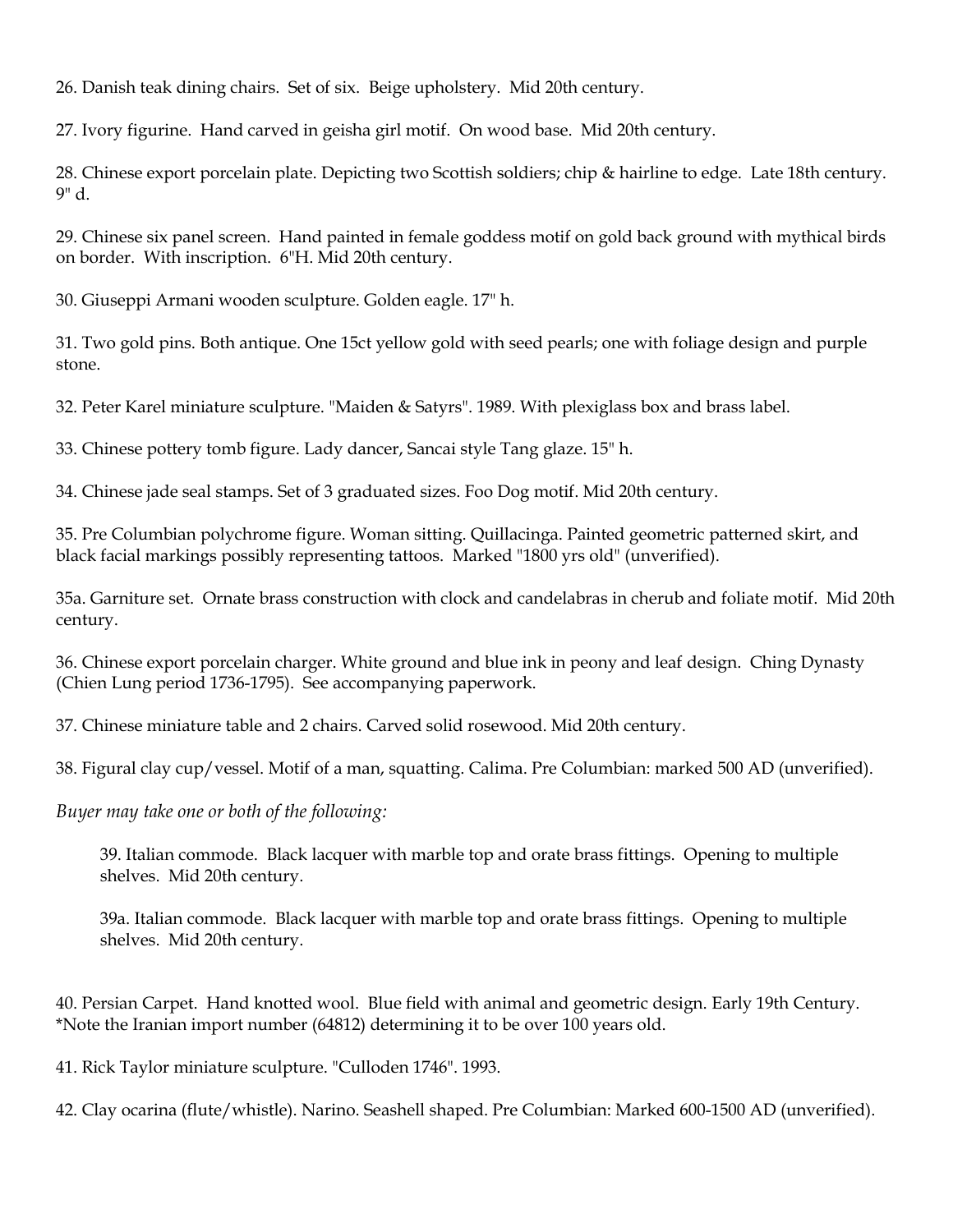26. Danish teak dining chairs. Set of six. Beige upholstery. Mid 20th century.

27. Ivory figurine. Hand carved in geisha girl motif. On wood base. Mid 20th century.

28. Chinese export porcelain plate. Depicting two Scottish soldiers; chip & hairline to edge. Late 18th century. 9" d.

29. Chinese six panel screen. Hand painted in female goddess motif on gold back ground with mythical birds on border. With inscription. 6"H. Mid 20th century.

30. Giuseppi Armani wooden sculpture. Golden eagle. 17" h.

31. Two gold pins. Both antique. One 15ct yellow gold with seed pearls; one with foliage design and purple stone.

32. Peter Karel miniature sculpture. "Maiden & Satyrs". 1989. With plexiglass box and brass label.

33. Chinese pottery tomb figure. Lady dancer, Sancai style Tang glaze. 15" h.

34. Chinese jade seal stamps. Set of 3 graduated sizes. Foo Dog motif. Mid 20th century.

35. Pre Columbian polychrome figure. Woman sitting. Quillacinga. Painted geometric patterned skirt, and black facial markings possibly representing tattoos. Marked "1800 yrs old" (unverified).

35a. Garniture set. Ornate brass construction with clock and candelabras in cherub and foliate motif. Mid 20th century.

36. Chinese export porcelain charger. White ground and blue ink in peony and leaf design. Ching Dynasty (Chien Lung period 1736-1795). See accompanying paperwork.

37. Chinese miniature table and 2 chairs. Carved solid rosewood. Mid 20th century.

38. Figural clay cup/vessel. Motif of a man, squatting. Calima. Pre Columbian: marked 500 AD (unverified).

*Buyer may take one or both of the following:*

> 39. Italian commode. Black lacquer with marble top and orate brass fittings. Opening to multiple shelves. Mid 20th century.
>
> 39a. Italian commode. Black lacquer with marble top and orate brass fittings. Opening to multiple shelves. Mid 20th century.

40. Persian Carpet. Hand knotted wool. Blue field with animal and geometric design. Early 19th Century. *Note the Iranian import number (64812) determining it to be over 100 years old.

41. Rick Taylor miniature sculpture. "Culloden 1746". 1993.

42. Clay ocarina (flute/whistle). Narino. Seashell shaped. Pre Columbian: Marked 600-1500 AD (unverified).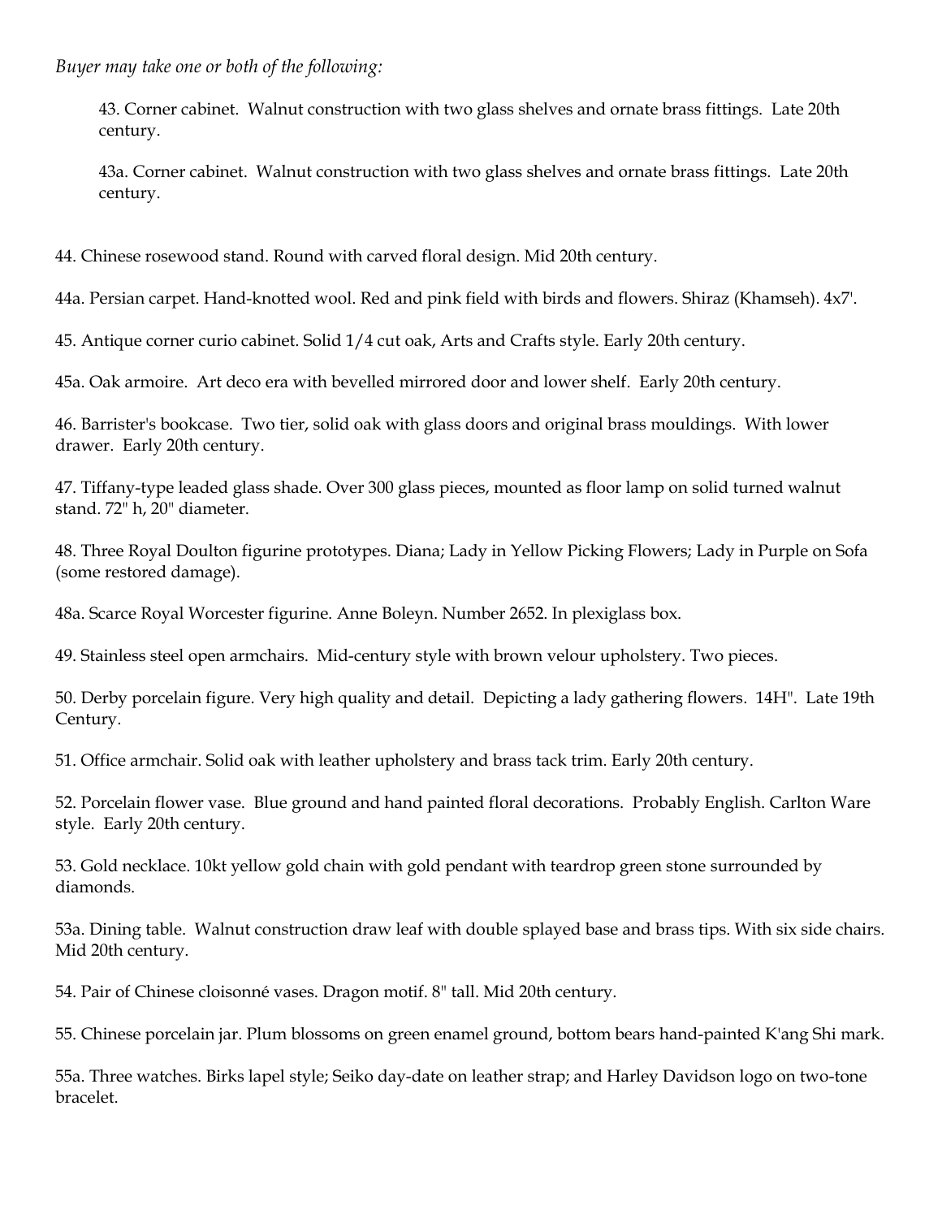*Buyer may take one or both of the following:*

> 43. Corner cabinet. Walnut construction with two glass shelves and ornate brass fittings. Late 20th century.
>
> 43a. Corner cabinet. Walnut construction with two glass shelves and ornate brass fittings. Late 20th century.

44. Chinese rosewood stand. Round with carved floral design. Mid 20th century.

44a. Persian carpet. Hand-knotted wool. Red and pink field with birds and flowers. Shiraz (Khamseh). 4x7'.

45. Antique corner curio cabinet. Solid 1/4 cut oak, Arts and Crafts style. Early 20th century.

45a. Oak armoire. Art deco era with bevelled mirrored door and lower shelf. Early 20th century.

46. Barrister's bookcase. Two tier, solid oak with glass doors and original brass mouldings. With lower drawer. Early 20th century.

47. Tiffany-type leaded glass shade. Over 300 glass pieces, mounted as floor lamp on solid turned walnut stand. 72" h, 20" diameter.

48. Three Royal Doulton figurine prototypes. Diana; Lady in Yellow Picking Flowers; Lady in Purple on Sofa (some restored damage).

48a. Scarce Royal Worcester figurine. Anne Boleyn. Number 2652. In plexiglass box.

49. Stainless steel open armchairs. Mid-century style with brown velour upholstery. Two pieces.

50. Derby porcelain figure. Very high quality and detail. Depicting a lady gathering flowers. 14H". Late 19th Century.

51. Office armchair. Solid oak with leather upholstery and brass tack trim. Early 20th century.

52. Porcelain flower vase. Blue ground and hand painted floral decorations. Probably English. Carlton Ware style. Early 20th century.

53. Gold necklace. 10kt yellow gold chain with gold pendant with teardrop green stone surrounded by diamonds.

53a. Dining table. Walnut construction draw leaf with double splayed base and brass tips. With six side chairs. Mid 20th century.

54. Pair of Chinese cloisonné vases. Dragon motif. 8" tall. Mid 20th century.

55. Chinese porcelain jar. Plum blossoms on green enamel ground, bottom bears hand-painted K'ang Shi mark.

55a. Three watches. Birks lapel style; Seiko day-date on leather strap; and Harley Davidson logo on two-tone bracelet.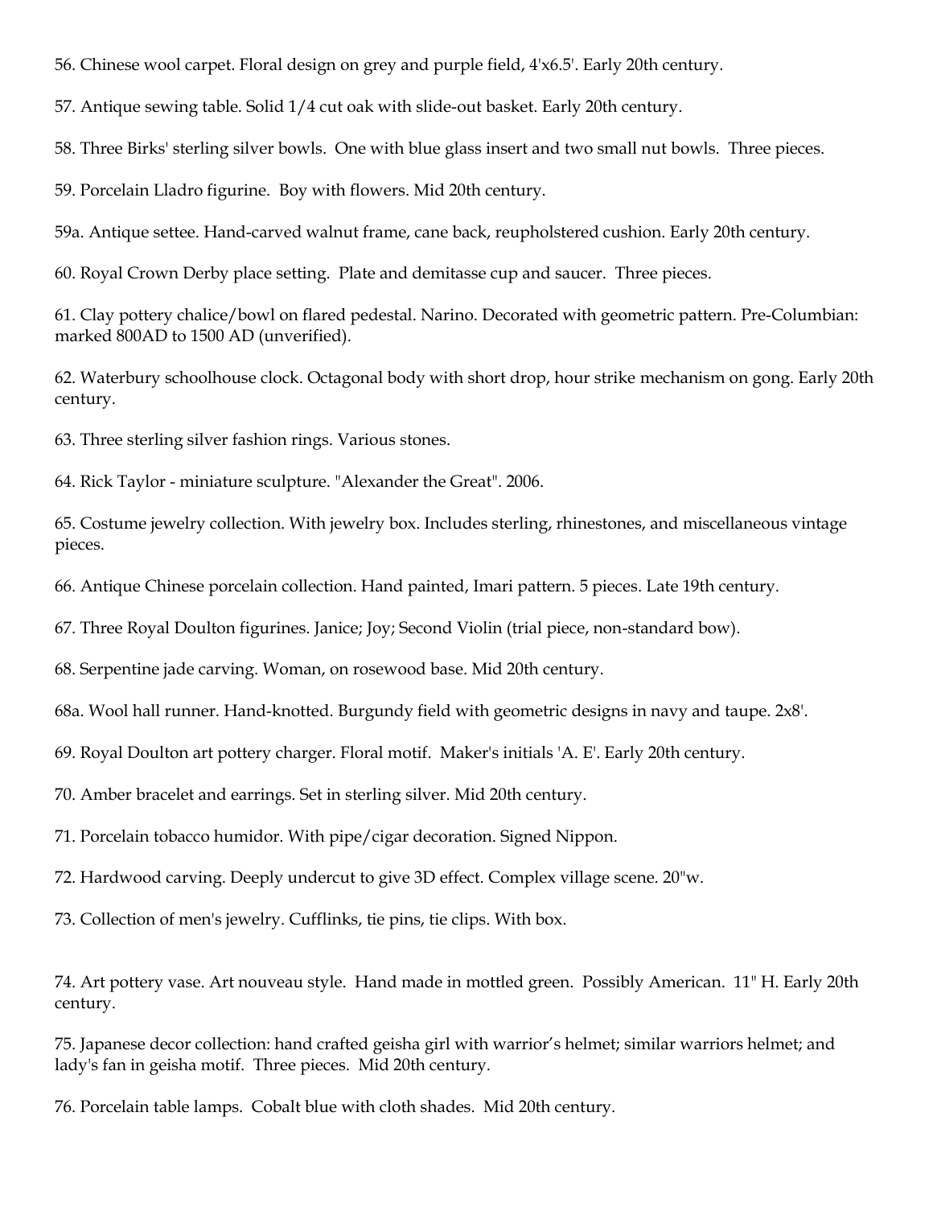56. Chinese wool carpet. Floral design on grey and purple field, 4'x6.5'. Early 20th century.

57. Antique sewing table. Solid 1/4 cut oak with slide-out basket. Early 20th century.

58. Three Birks' sterling silver bowls. One with blue glass insert and two small nut bowls. Three pieces.

59. Porcelain Lladro figurine. Boy with flowers. Mid 20th century.

59a. Antique settee. Hand-carved walnut frame, cane back, reupholstered cushion. Early 20th century.

60. Royal Crown Derby place setting. Plate and demitasse cup and saucer. Three pieces.

61. Clay pottery chalice/bowl on flared pedestal. Narino. Decorated with geometric pattern. Pre-Columbian: marked 800AD to 1500 AD (unverified).

62. Waterbury schoolhouse clock. Octagonal body with short drop, hour strike mechanism on gong. Early 20th century.

63. Three sterling silver fashion rings. Various stones.

64. Rick Taylor - miniature sculpture. "Alexander the Great". 2006.

65. Costume jewelry collection. With jewelry box. Includes sterling, rhinestones, and miscellaneous vintage pieces.

66. Antique Chinese porcelain collection. Hand painted, Imari pattern. 5 pieces. Late 19th century.

67. Three Royal Doulton figurines. Janice; Joy; Second Violin (trial piece, non-standard bow).

68. Serpentine jade carving. Woman, on rosewood base. Mid 20th century.

68a. Wool hall runner. Hand-knotted. Burgundy field with geometric designs in navy and taupe. 2x8'.

69. Royal Doulton art pottery charger. Floral motif. Maker's initials 'A. E'. Early 20th century.

70. Amber bracelet and earrings. Set in sterling silver. Mid 20th century.

71. Porcelain tobacco humidor. With pipe/cigar decoration. Signed Nippon.

72. Hardwood carving. Deeply undercut to give 3D effect. Complex village scene. 20"w.

73. Collection of men's jewelry. Cufflinks, tie pins, tie clips. With box.

74. Art pottery vase. Art nouveau style. Hand made in mottled green. Possibly American. 11" H. Early 20th century.

75. Japanese decor collection: hand crafted geisha girl with warrior's helmet; similar warriors helmet; and lady's fan in geisha motif. Three pieces. Mid 20th century.

76. Porcelain table lamps. Cobalt blue with cloth shades. Mid 20th century.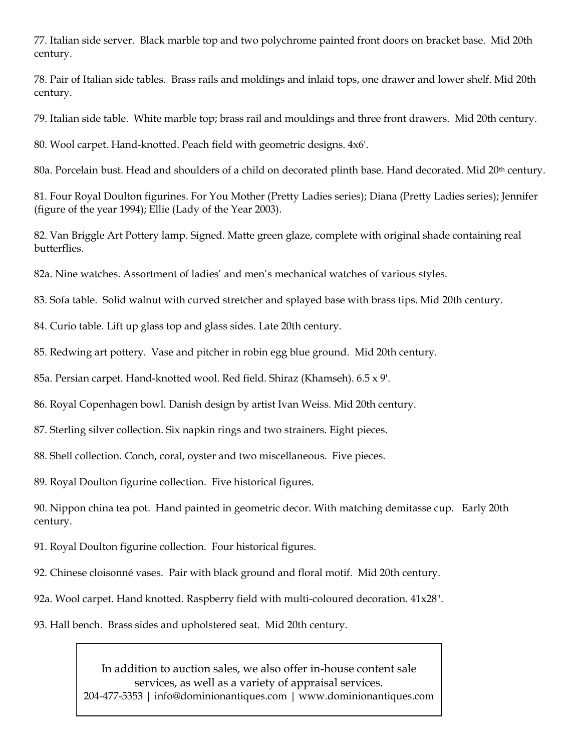77. Italian side server. Black marble top and two polychrome painted front doors on bracket base. Mid 20th century.

78. Pair of Italian side tables. Brass rails and moldings and inlaid tops, one drawer and lower shelf. Mid 20th century.

79. Italian side table. White marble top; brass rail and mouldings and three front drawers. Mid 20th century.

80. Wool carpet. Hand-knotted. Peach field with geometric designs. 4x6'.

80a. Porcelain bust. Head and shoulders of a child on decorated plinth base. Hand decorated. Mid 20th century.

81. Four Royal Doulton figurines. For You Mother (Pretty Ladies series); Diana (Pretty Ladies series); Jennifer (figure of the year 1994); Ellie (Lady of the Year 2003).

82. Van Briggle Art Pottery lamp. Signed. Matte green glaze, complete with original shade containing real butterflies.

82a. Nine watches. Assortment of ladies' and men's mechanical watches of various styles.

83. Sofa table. Solid walnut with curved stretcher and splayed base with brass tips. Mid 20th century.

84. Curio table. Lift up glass top and glass sides. Late 20th century.

85. Redwing art pottery. Vase and pitcher in robin egg blue ground. Mid 20th century.

85a. Persian carpet. Hand-knotted wool. Red field. Shiraz (Khamseh). 6.5 x 9'.

86. Royal Copenhagen bowl. Danish design by artist Ivan Weiss. Mid 20th century.

87. Sterling silver collection. Six napkin rings and two strainers. Eight pieces.

88. Shell collection. Conch, coral, oyster and two miscellaneous. Five pieces.

89. Royal Doulton figurine collection. Five historical figures.

90. Nippon china tea pot. Hand painted in geometric decor. With matching demitasse cup. Early 20th century.

91. Royal Doulton figurine collection. Four historical figures.

92. Chinese cloisonné vases. Pair with black ground and floral motif. Mid 20th century.

92a. Wool carpet. Hand knotted. Raspberry field with multi-coloured decoration. 41x28".

93. Hall bench. Brass sides and upholstered seat. Mid 20th century.

In addition to auction sales, we also offer in-house content sale services, as well as a variety of appraisal services.
204-477-5353 | info@dominionantiques.com | www.dominionantiques.com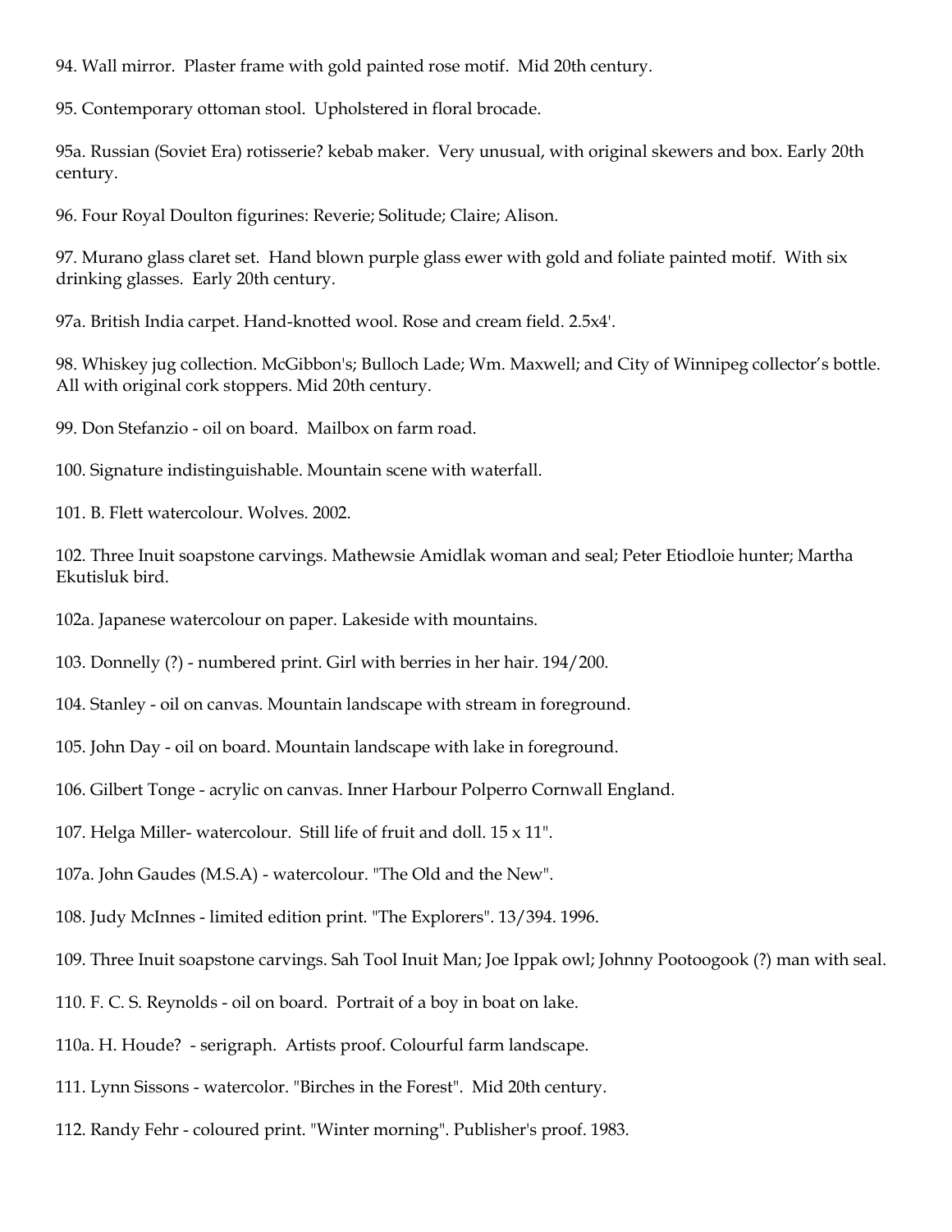94. Wall mirror. Plaster frame with gold painted rose motif. Mid 20th century.

95. Contemporary ottoman stool. Upholstered in floral brocade.

95a. Russian (Soviet Era) rotisserie? kebab maker. Very unusual, with original skewers and box. Early 20th century.

96. Four Royal Doulton figurines: Reverie; Solitude; Claire; Alison.

97. Murano glass claret set. Hand blown purple glass ewer with gold and foliate painted motif. With six drinking glasses. Early 20th century.

97a. British India carpet. Hand-knotted wool. Rose and cream field. 2.5x4'.

98. Whiskey jug collection. McGibbon's; Bulloch Lade; Wm. Maxwell; and City of Winnipeg collector's bottle. All with original cork stoppers. Mid 20th century.

99. Don Stefanzio - oil on board. Mailbox on farm road.

100. Signature indistinguishable. Mountain scene with waterfall.

101. B. Flett watercolour. Wolves. 2002.

102. Three Inuit soapstone carvings. Mathewsie Amidlak woman and seal; Peter Etiodloie hunter; Martha Ekutisluk bird.

102a. Japanese watercolour on paper. Lakeside with mountains.

103. Donnelly (?) - numbered print. Girl with berries in her hair. 194/200.

104. Stanley - oil on canvas. Mountain landscape with stream in foreground.

105. John Day - oil on board. Mountain landscape with lake in foreground.

106. Gilbert Tonge - acrylic on canvas. Inner Harbour Polperro Cornwall England.

107. Helga Miller- watercolour. Still life of fruit and doll. 15 x 11".

107a. John Gaudes (M.S.A) - watercolour. "The Old and the New".

108. Judy McInnes - limited edition print. "The Explorers". 13/394. 1996.

109. Three Inuit soapstone carvings. Sah Tool Inuit Man; Joe Ippak owl; Johnny Pootoogook (?) man with seal.

110. F. C. S. Reynolds - oil on board. Portrait of a boy in boat on lake.

110a. H. Houde? - serigraph. Artists proof. Colourful farm landscape.

111. Lynn Sissons - watercolor. "Birches in the Forest". Mid 20th century.

112. Randy Fehr - coloured print. "Winter morning". Publisher's proof. 1983.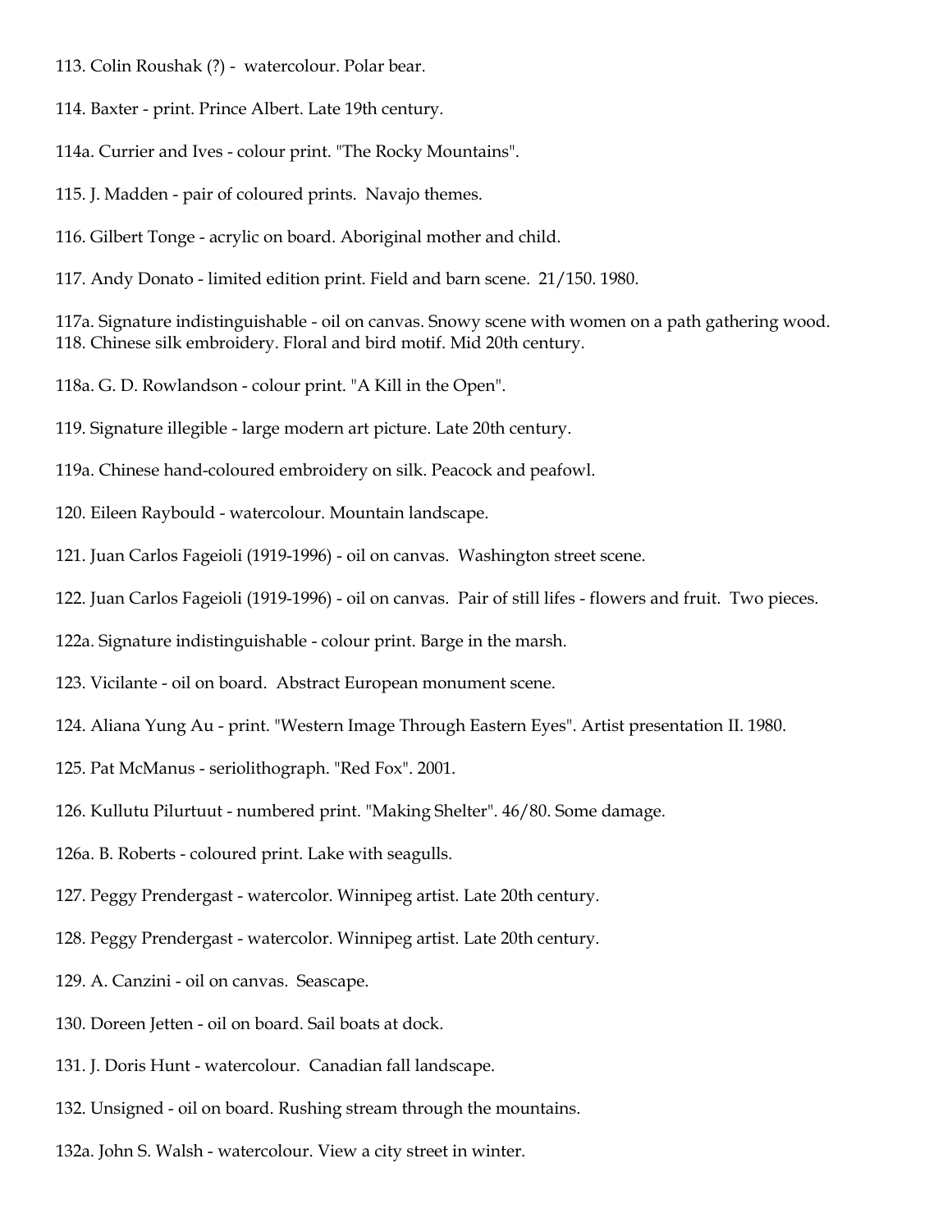113. Colin Roushak (?) - watercolour. Polar bear.

114. Baxter - print. Prince Albert. Late 19th century.

114a. Currier and Ives - colour print. "The Rocky Mountains".

115. J. Madden - pair of coloured prints. Navajo themes.

116. Gilbert Tonge - acrylic on board. Aboriginal mother and child.

117. Andy Donato - limited edition print. Field and barn scene. 21/150. 1980.

117a. Signature indistinguishable - oil on canvas. Snowy scene with women on a path gathering wood.

118. Chinese silk embroidery. Floral and bird motif. Mid 20th century.

118a. G. D. Rowlandson - colour print. "A Kill in the Open".

119. Signature illegible - large modern art picture. Late 20th century.

119a. Chinese hand-coloured embroidery on silk. Peacock and peafowl.

120. Eileen Raybould - watercolour. Mountain landscape.

121. Juan Carlos Fageioli (1919-1996) - oil on canvas. Washington street scene.

122. Juan Carlos Fageioli (1919-1996) - oil on canvas. Pair of still lifes - flowers and fruit. Two pieces.

122a. Signature indistinguishable - colour print. Barge in the marsh.

123. Vicilante - oil on board. Abstract European monument scene.

124. Aliana Yung Au - print. "Western Image Through Eastern Eyes". Artist presentation II. 1980.

125. Pat McManus - seriolithograph. "Red Fox". 2001.

126. Kullutu Pilurtuut - numbered print. "Making Shelter". 46/80. Some damage.

126a. B. Roberts - coloured print. Lake with seagulls.

127. Peggy Prendergast - watercolor. Winnipeg artist. Late 20th century.

128. Peggy Prendergast - watercolor. Winnipeg artist. Late 20th century.

129. A. Canzini - oil on canvas. Seascape.

130. Doreen Jetten - oil on board. Sail boats at dock.

131. J. Doris Hunt - watercolour. Canadian fall landscape.

132. Unsigned - oil on board. Rushing stream through the mountains.

132a. John S. Walsh - watercolour. View a city street in winter.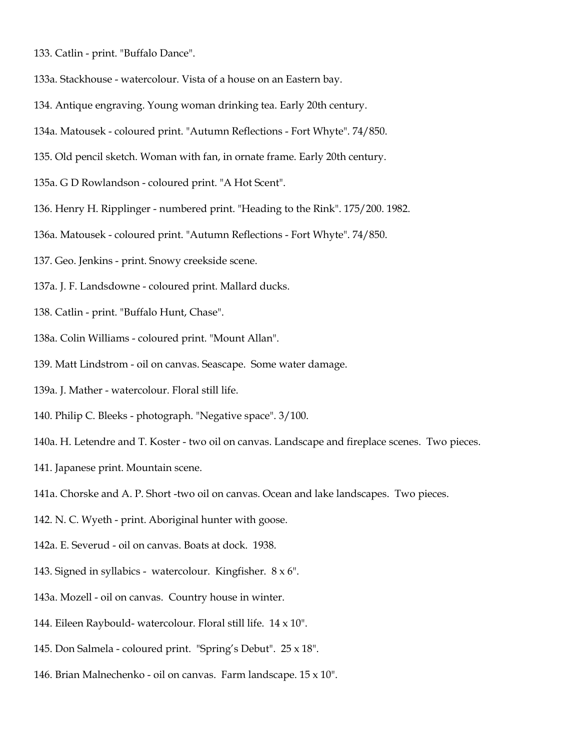133. Catlin - print. "Buffalo Dance".

133a. Stackhouse - watercolour. Vista of a house on an Eastern bay.

134. Antique engraving. Young woman drinking tea. Early 20th century.

134a. Matousek - coloured print. "Autumn Reflections - Fort Whyte". 74/850.

135. Old pencil sketch. Woman with fan, in ornate frame. Early 20th century.

135a. G D Rowlandson - coloured print. "A Hot Scent".

136. Henry H. Ripplinger - numbered print. "Heading to the Rink". 175/200. 1982.

136a. Matousek - coloured print. "Autumn Reflections - Fort Whyte". 74/850.

137. Geo. Jenkins - print. Snowy creekside scene.

137a. J. F. Landsdowne - coloured print. Mallard ducks.

138. Catlin - print. "Buffalo Hunt, Chase".

138a. Colin Williams - coloured print. "Mount Allan".

139. Matt Lindstrom - oil on canvas. Seascape. Some water damage.

139a. J. Mather - watercolour. Floral still life.

140. Philip C. Bleeks - photograph. "Negative space". 3/100.

140a. H. Letendre and T. Koster - two oil on canvas. Landscape and fireplace scenes. Two pieces.

141. Japanese print. Mountain scene.

141a. Chorske and A. P. Short -two oil on canvas. Ocean and lake landscapes. Two pieces.

142. N. C. Wyeth - print. Aboriginal hunter with goose.

142a. E. Severud - oil on canvas. Boats at dock. 1938.

143. Signed in syllabics - watercolour. Kingfisher. 8 x 6".

143a. Mozell - oil on canvas. Country house in winter.

144. Eileen Raybould- watercolour. Floral still life. 14 x 10".

145. Don Salmela - coloured print. "Spring's Debut". 25 x 18".

146. Brian Malnechenko - oil on canvas. Farm landscape. 15 x 10".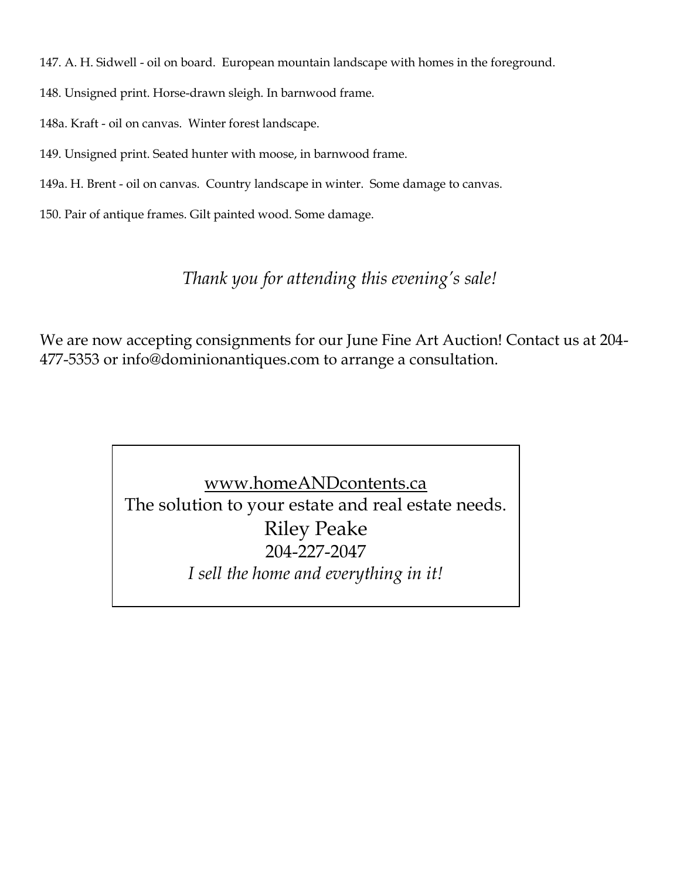147. A. H. Sidwell - oil on board. European mountain landscape with homes in the foreground.

148. Unsigned print. Horse-drawn sleigh. In barnwood frame.

148a. Kraft - oil on canvas. Winter forest landscape.

149. Unsigned print. Seated hunter with moose, in barnwood frame.

149a. H. Brent - oil on canvas. Country landscape in winter. Some damage to canvas.

150. Pair of antique frames. Gilt painted wood. Some damage.

*Thank you for attending this evening's sale!*

We are now accepting consignments for our June Fine Art Auction! Contact us at 204-477-5353 or info@dominionantiques.com to arrange a consultation.

www.homeANDcontents.ca
The solution to your estate and real estate needs.
Riley Peake
204-227-2047
*I sell the home and everything in it!*